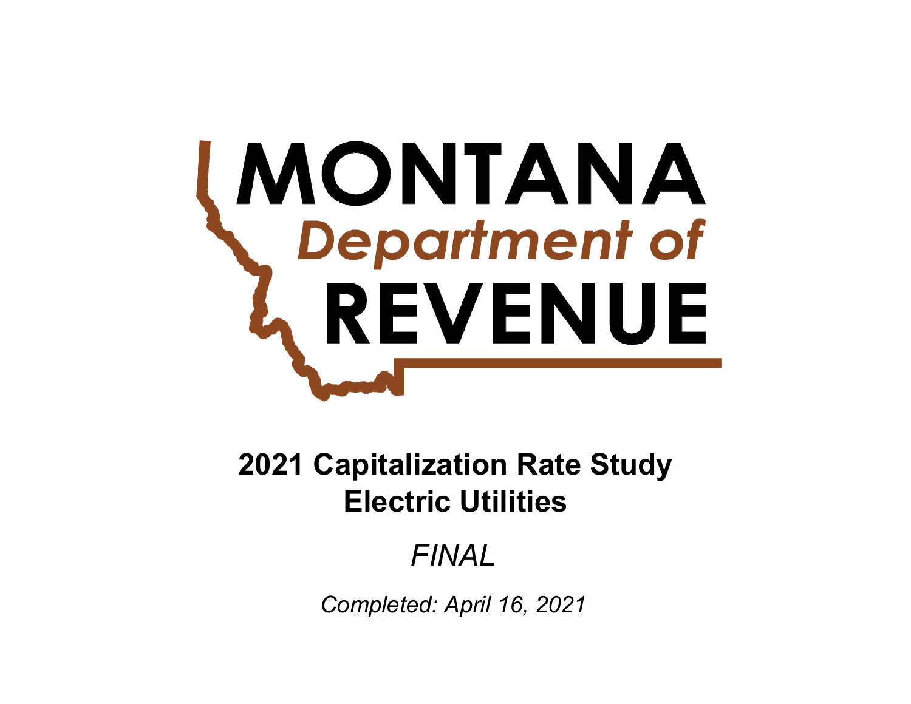MONTANA

*Department of*

REVENUE

# 2021 Capitalization Rate Study
# Electric Utilities

*FINAL*

*Completed: April 16, 2021*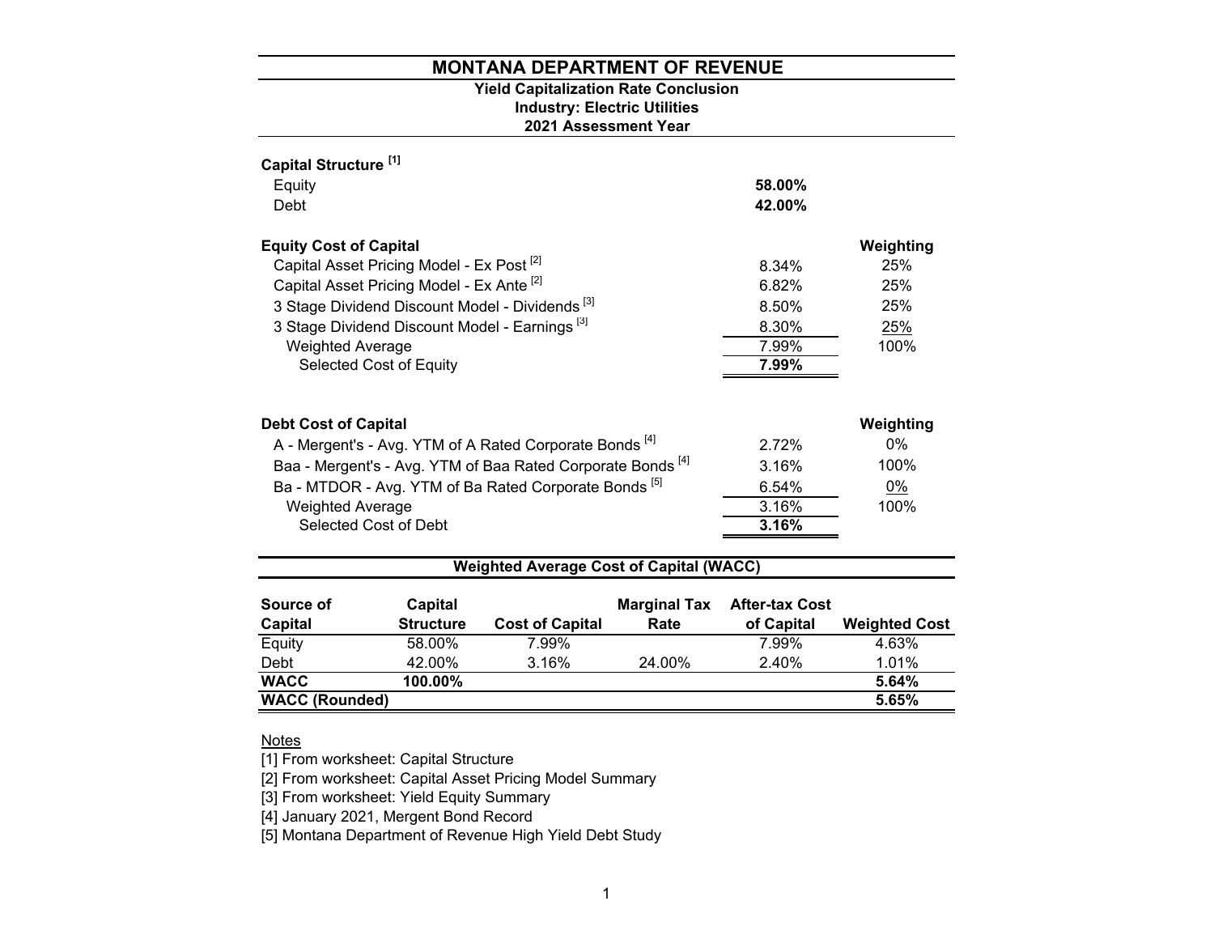# MONTANA DEPARTMENT OF REVENUE

**Yield Capitalization Rate Conclusion**
**Industry: Electric Utilities**
**2021 Assessment Year**

**Capital Structure [1]**

| | |
|---|---|
| Equity | **58.00%** |
| Debt | **42.00%** |

| **Equity Cost of Capital** | | **Weighting** |
|---|---|---|
| Capital Asset Pricing Model - Ex Post [2] | 8.34% | 25% |
| Capital Asset Pricing Model - Ex Ante [2] | 6.82% | 25% |
| 3 Stage Dividend Discount Model - Dividends [3] | 8.50% | 25% |
| 3 Stage Dividend Discount Model - Earnings [3] | 8.30% | 25% |
| Weighted Average | 7.99% | 100% |
| Selected Cost of Equity | **7.99%** | |

| **Debt Cost of Capital** | | **Weighting** |
|---|---|---|
| A - Mergent's - Avg. YTM of A Rated Corporate Bonds [4] | 2.72% | 0% |
| Baa - Mergent's - Avg. YTM of Baa Rated Corporate Bonds [4] | 3.16% | 100% |
| Ba - MTDOR - Avg. YTM of Ba Rated Corporate Bonds [5] | 6.54% | 0% |
| Weighted Average | 3.16% | 100% |
| Selected Cost of Debt | **3.16%** | |

## Weighted Average Cost of Capital (WACC)

| Source of Capital | Capital Structure | Cost of Capital | Marginal Tax Rate | After-tax Cost of Capital | Weighted Cost |
|---|---|---|---|---|---|
| Equity | 58.00% | 7.99% | | 7.99% | 4.63% |
| Debt | 42.00% | 3.16% | 24.00% | 2.40% | 1.01% |
| **WACC** | **100.00%** | | | | **5.64%** |
| **WACC (Rounded)** | | | | | **5.65%** |

Notes

[1] From worksheet: Capital Structure
[2] From worksheet: Capital Asset Pricing Model Summary
[3] From worksheet: Yield Equity Summary
[4] January 2021, Mergent Bond Record
[5] Montana Department of Revenue High Yield Debt Study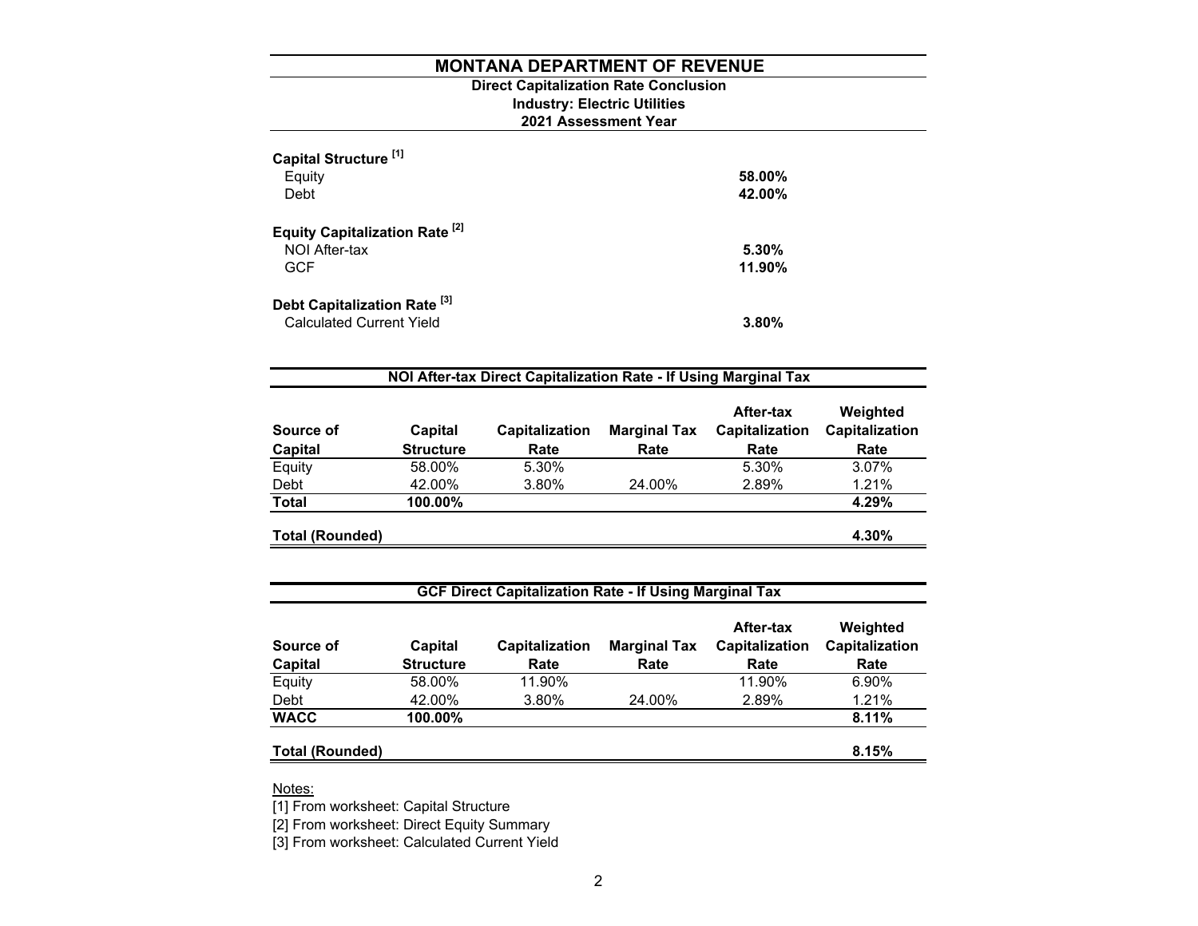# MONTANA DEPARTMENT OF REVENUE

**Direct Capitalization Rate Conclusion**
**Industry: Electric Utilities**
**2021 Assessment Year**

| | |
|---|---|
| **Capital Structure [1]** | |
| Equity | **58.00%** |
| Debt | **42.00%** |
| | |
| **Equity Capitalization Rate [2]** | |
| NOI After-tax | **5.30%** |
| GCF | **11.90%** |
| | |
| **Debt Capitalization Rate [3]** | |
| Calculated Current Yield | **3.80%** |

**NOI After-tax Direct Capitalization Rate - If Using Marginal Tax**

| Source of Capital | Capital Structure | Capitalization Rate | Marginal Tax Rate | After-tax Capitalization Rate | Weighted Capitalization Rate |
|---|---|---|---|---|---|
| Equity | 58.00% | 5.30% | | 5.30% | 3.07% |
| Debt | 42.00% | 3.80% | 24.00% | 2.89% | 1.21% |
| **Total** | **100.00%** | | | | **4.29%** |
| **Total (Rounded)** | | | | | **4.30%** |

**GCF Direct Capitalization Rate - If Using Marginal Tax**

| Source of Capital | Capital Structure | Capitalization Rate | Marginal Tax Rate | After-tax Capitalization Rate | Weighted Capitalization Rate |
|---|---|---|---|---|---|
| Equity | 58.00% | 11.90% | | 11.90% | 6.90% |
| Debt | 42.00% | 3.80% | 24.00% | 2.89% | 1.21% |
| **WACC** | **100.00%** | | | | **8.11%** |
| **Total (Rounded)** | | | | | **8.15%** |

Notes:

[1] From worksheet: Capital Structure

[2] From worksheet: Direct Equity Summary

[3] From worksheet: Calculated Current Yield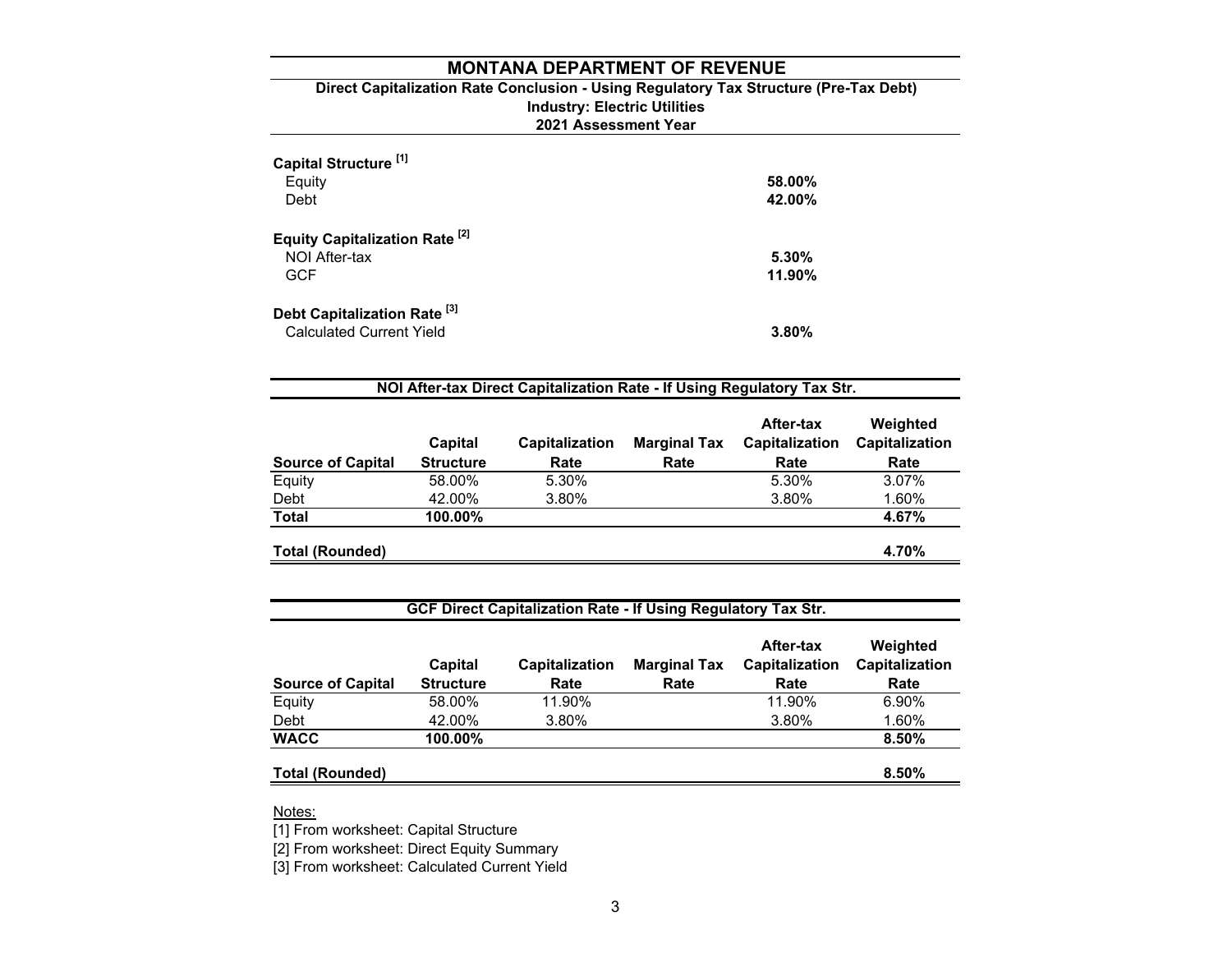# MONTANA DEPARTMENT OF REVENUE

## Direct Capitalization Rate Conclusion - Using Regulatory Tax Structure (Pre-Tax Debt)

**Industry: Electric Utilities**

**2021 Assessment Year**

**Capital Structure [1]**

| | |
|---|---|
| Equity | **58.00%** |
| Debt | **42.00%** |

**Equity Capitalization Rate [2]**

| | |
|---|---|
| NOI After-tax | **5.30%** |
| GCF | **11.90%** |

**Debt Capitalization Rate [3]**

| | |
|---|---|
| Calculated Current Yield | **3.80%** |

### NOI After-tax Direct Capitalization Rate - If Using Regulatory Tax Str.

| Source of Capital | Capital Structure | Capitalization Rate | Marginal Tax Rate | After-tax Capitalization Rate | Weighted Capitalization Rate |
|---|---|---|---|---|---|
| Equity | 58.00% | 5.30% | | 5.30% | 3.07% |
| Debt | 42.00% | 3.80% | | 3.80% | 1.60% |
| **Total** | **100.00%** | | | | **4.67%** |
| **Total (Rounded)** | | | | | **4.70%** |

### GCF Direct Capitalization Rate - If Using Regulatory Tax Str.

| Source of Capital | Capital Structure | Capitalization Rate | Marginal Tax Rate | After-tax Capitalization Rate | Weighted Capitalization Rate |
|---|---|---|---|---|---|
| Equity | 58.00% | 11.90% | | 11.90% | 6.90% |
| Debt | 42.00% | 3.80% | | 3.80% | 1.60% |
| **WACC** | **100.00%** | | | | **8.50%** |
| **Total (Rounded)** | | | | | **8.50%** |

Notes:

[1] From worksheet: Capital Structure

[2] From worksheet: Direct Equity Summary

[3] From worksheet: Calculated Current Yield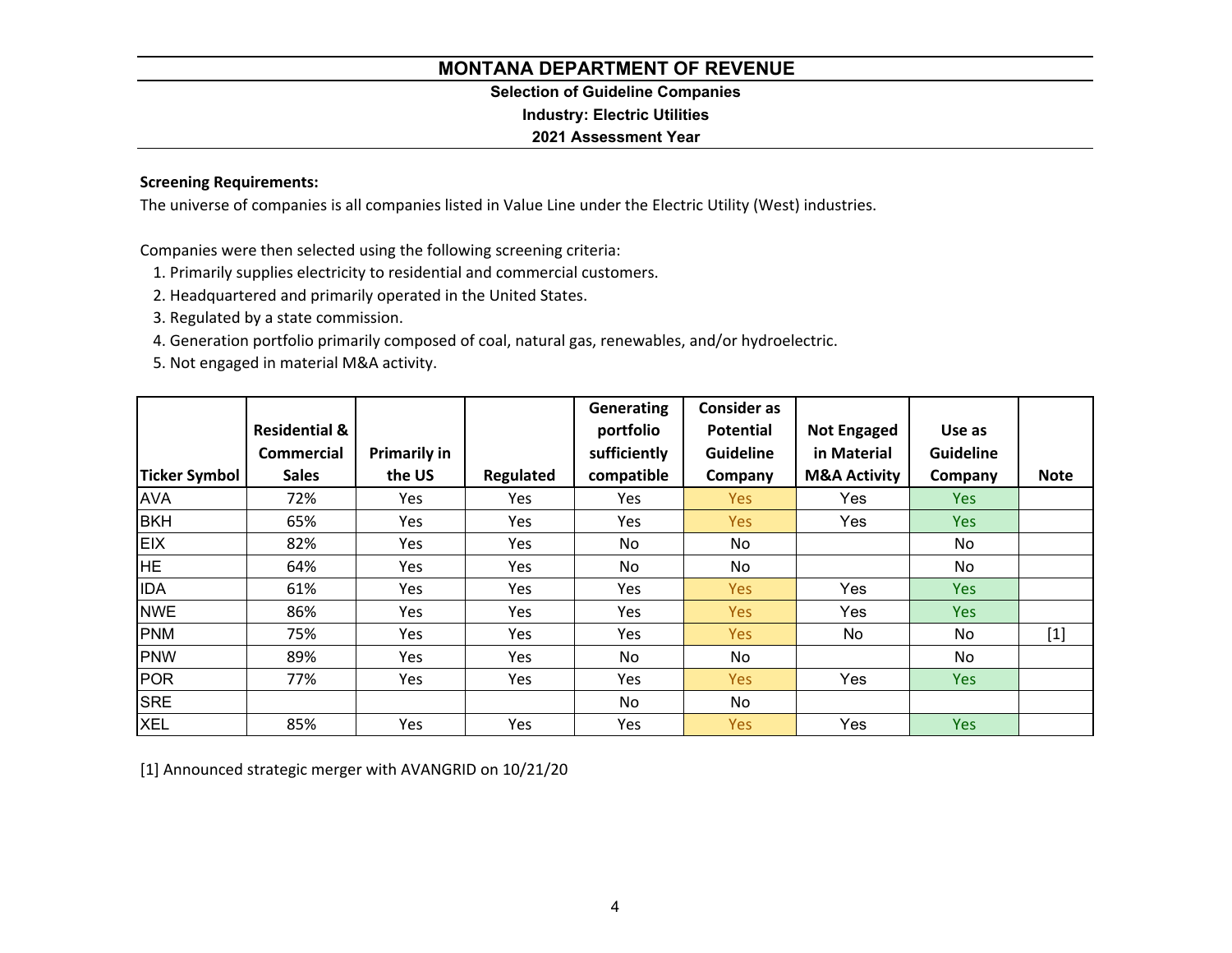# MONTANA DEPARTMENT OF REVENUE

**Selection of Guideline Companies**

**Industry: Electric Utilities**

**2021 Assessment Year**

**Screening Requirements:**

The universe of companies is all companies listed in Value Line under the Electric Utility (West) industries.

Companies were then selected using the following screening criteria:

1. Primarily supplies electricity to residential and commercial customers.
2. Headquartered and primarily operated in the United States.
3. Regulated by a state commission.
4. Generation portfolio primarily composed of coal, natural gas, renewables, and/or hydroelectric.
5. Not engaged in material M&A activity.

| Ticker Symbol | Residential & Commercial Sales | Primarily in the US | Regulated | Generating portfolio sufficiently compatible | Consider as Potential Guideline Company | Not Engaged in Material M&A Activity | Use as Guideline Company | Note |
|---|---|---|---|---|---|---|---|---|
| AVA | 72% | Yes | Yes | Yes | Yes | Yes | Yes | |
| BKH | 65% | Yes | Yes | Yes | Yes | Yes | Yes | |
| EIX | 82% | Yes | Yes | No | No | | No | |
| HE | 64% | Yes | Yes | No | No | | No | |
| IDA | 61% | Yes | Yes | Yes | Yes | Yes | Yes | |
| NWE | 86% | Yes | Yes | Yes | Yes | Yes | Yes | |
| PNM | 75% | Yes | Yes | Yes | Yes | No | No | [1] |
| PNW | 89% | Yes | Yes | No | No | | No | |
| POR | 77% | Yes | Yes | Yes | Yes | Yes | Yes | |
| SRE | | | | No | No | | | |
| XEL | 85% | Yes | Yes | Yes | Yes | Yes | Yes | |

[1] Announced strategic merger with AVANGRID on 10/21/20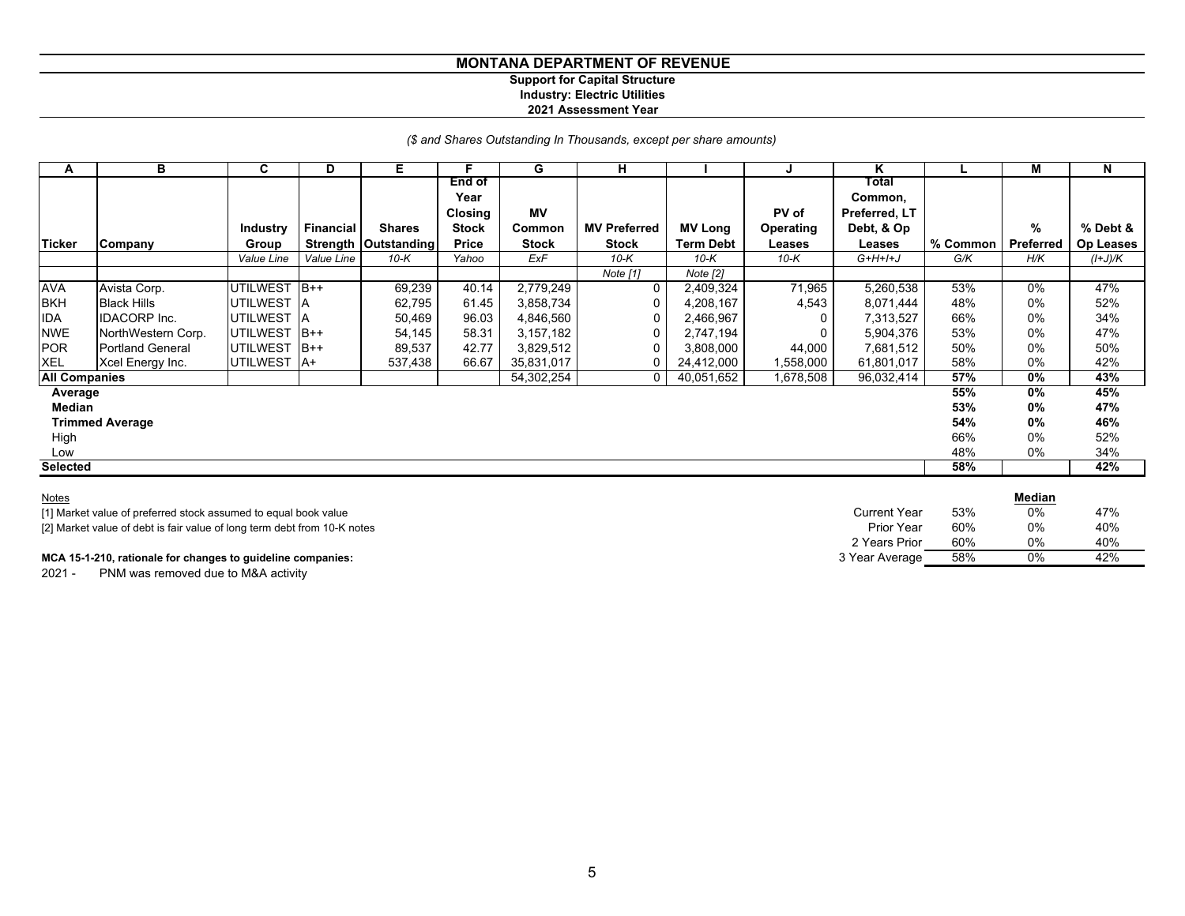# MONTANA DEPARTMENT OF REVENUE

**Support for Capital Structure**
**Industry: Electric Utilities**
**2021 Assessment Year**

*($ and Shares Outstanding In Thousands, except per share amounts)*

| A | B | C | D | E | F | G | H | I | J | K | L | M | N |
|---|---|---|---|---|---|---|---|---|---|---|---|---|---|
| Ticker | Company | Industry Group | Financial Strength | Shares Outstanding | End of Year Closing Stock Price | MV Common Stock | MV Preferred Stock | MV Long Term Debt | PV of Operating Leases | Total Common, Preferred, LT Debt, & Op Leases | % Common | % Preferred | % Debt & Op Leases |
| | | *Value Line* | *Value Line* | *10-K* | *Yahoo* | *ExF* | *10-K* | *10-K* | *10-K* | *G+H+I+J* | *G/K* | *H/K* | *(I+J)/K* |
| | | | | | | | *Note [1]* | *Note [2]* | | | | | |
| AVA | Avista Corp. | UTILWEST | B++ | 69,239 | 40.14 | 2,779,249 | 0 | 2,409,324 | 71,965 | 5,260,538 | 53% | 0% | 47% |
| BKH | Black Hills | UTILWEST | A | 62,795 | 61.45 | 3,858,734 | 0 | 4,208,167 | 4,543 | 8,071,444 | 48% | 0% | 52% |
| IDA | IDACORP Inc. | UTILWEST | A | 50,469 | 96.03 | 4,846,560 | 0 | 2,466,967 | 0 | 7,313,527 | 66% | 0% | 34% |
| NWE | NorthWestern Corp. | UTILWEST | B++ | 54,145 | 58.31 | 3,157,182 | 0 | 2,747,194 | 0 | 5,904,376 | 53% | 0% | 47% |
| POR | Portland General | UTILWEST | B++ | 89,537 | 42.77 | 3,829,512 | 0 | 3,808,000 | 44,000 | 7,681,512 | 50% | 0% | 50% |
| XEL | Xcel Energy Inc. | UTILWEST | A+ | 537,438 | 66.67 | 35,831,017 | 0 | 24,412,000 | 1,558,000 | 61,801,017 | 58% | 0% | 42% |
| **All Companies** | | | | | | 54,302,254 | 0 | 40,051,652 | 1,678,508 | 96,032,414 | **57%** | **0%** | **43%** |
| **Average** | | | | | | | | | | | **55%** | **0%** | **45%** |
| **Median** | | | | | | | | | | | **53%** | **0%** | **47%** |
| **Trimmed Average** | | | | | | | | | | | **54%** | **0%** | **46%** |
| High | | | | | | | | | | | 66% | 0% | 52% |
| Low | | | | | | | | | | | 48% | 0% | 34% |
| **Selected** | | | | | | | | | | | **58%** | | **42%** |

| | % Common | Median % Preferred | % Debt & Op Leases |
|---|---|---|---|
| Current Year | 53% | 0% | 47% |
| Prior Year | 60% | 0% | 40% |
| 2 Years Prior | 60% | 0% | 40% |
| 3 Year Average | 58% | 0% | 42% |

Notes

[1] Market value of preferred stock assumed to equal book value

[2] Market value of debt is fair value of long term debt from 10-K notes

**MCA 15-1-210, rationale for changes to guideline companies:**

2021 - PNM was removed due to M&A activity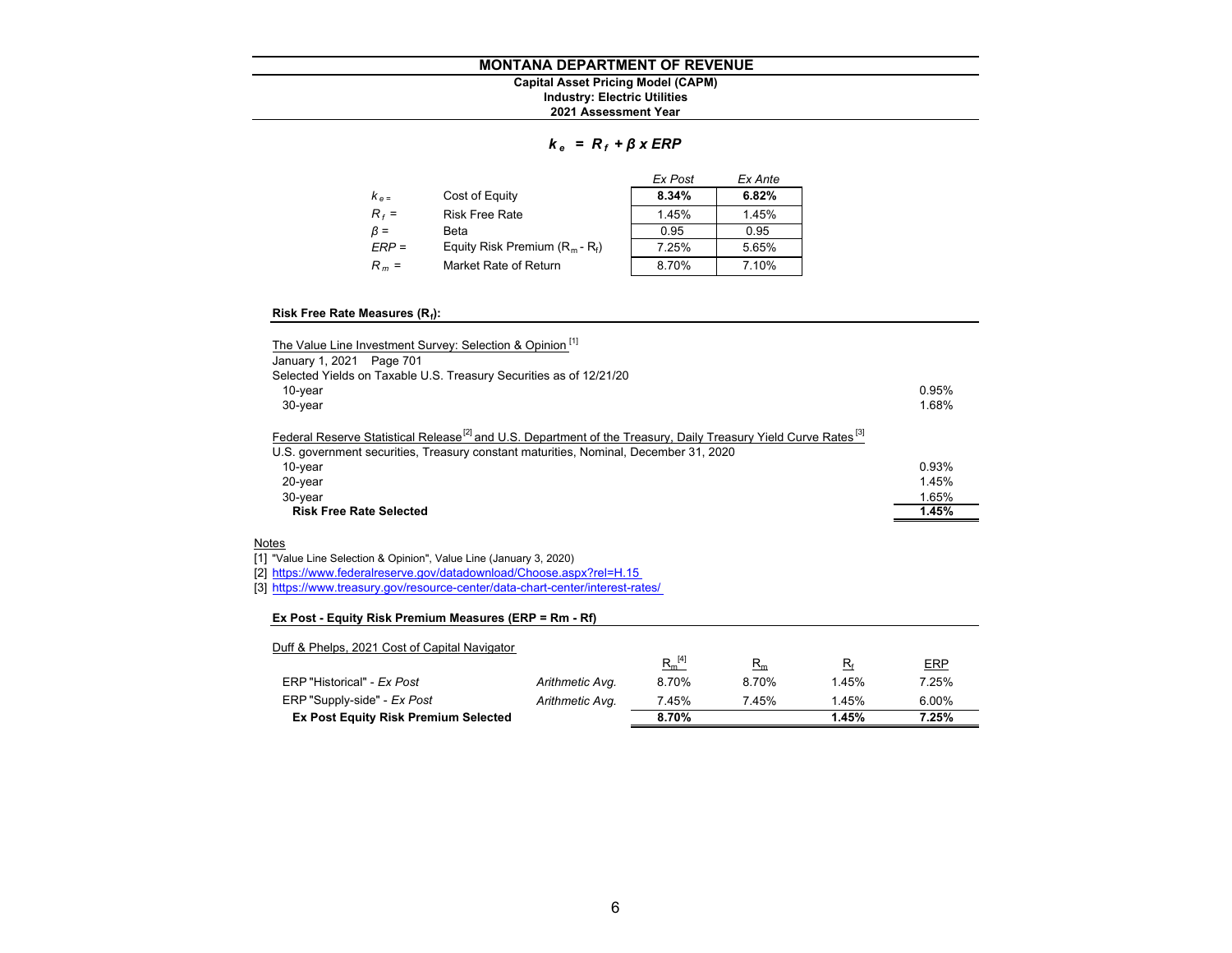# MONTANA DEPARTMENT OF REVENUE

**Capital Asset Pricing Model (CAPM)**
**Industry: Electric Utilities**
**2021 Assessment Year**

$$k_e = R_f + \beta \times ERP$$

| | | *Ex Post* | *Ex Ante* |
|---|---|---|---|
| $k_e$ = | Cost of Equity | **8.34%** | **6.82%** |
| $R_f$ = | Risk Free Rate | 1.45% | 1.45% |
| $\beta$ = | Beta | 0.95 | 0.95 |
| $ERP$ = | Equity Risk Premium ($R_m$ - $R_f$) | 7.25% | 5.65% |
| $R_m$ = | Market Rate of Return | 8.70% | 7.10% |

**Risk Free Rate Measures ($R_f$):**

| | |
|---|---|
| The Value Line Investment Survey: Selection & Opinion [1] | |
| January 1, 2021 Page 701 | |
| Selected Yields on Taxable U.S. Treasury Securities as of 12/21/20 | |
| 10-year | 0.95% |
| 30-year | 1.68% |
| | |
| Federal Reserve Statistical Release [2] and U.S. Department of the Treasury, Daily Treasury Yield Curve Rates [3] | |
| U.S. government securities, Treasury constant maturities, Nominal, December 31, 2020 | |
| 10-year | 0.93% |
| 20-year | 1.45% |
| 30-year | 1.65% |
| **Risk Free Rate Selected** | **1.45%** |

Notes

[1] "Value Line Selection & Opinion", Value Line (January 3, 2020)

[2] https://www.federalreserve.gov/datadownload/Choose.aspx?rel=H.15

[3] https://www.treasury.gov/resource-center/data-chart-center/interest-rates/

**Ex Post - Equity Risk Premium Measures (ERP = Rm - Rf)**

Duff & Phelps, 2021 Cost of Capital Navigator

| | | $R_m$ [4] | $R_m$ | $R_f$ | ERP |
|---|---|---|---|---|---|
| ERP "Historical" - *Ex Post* | *Arithmetic Avg.* | 8.70% | 8.70% | 1.45% | 7.25% |
| ERP "Supply-side" - *Ex Post* | *Arithmetic Avg.* | 7.45% | 7.45% | 1.45% | 6.00% |
| **Ex Post Equity Risk Premium Selected** | | **8.70%** | | **1.45%** | **7.25%** |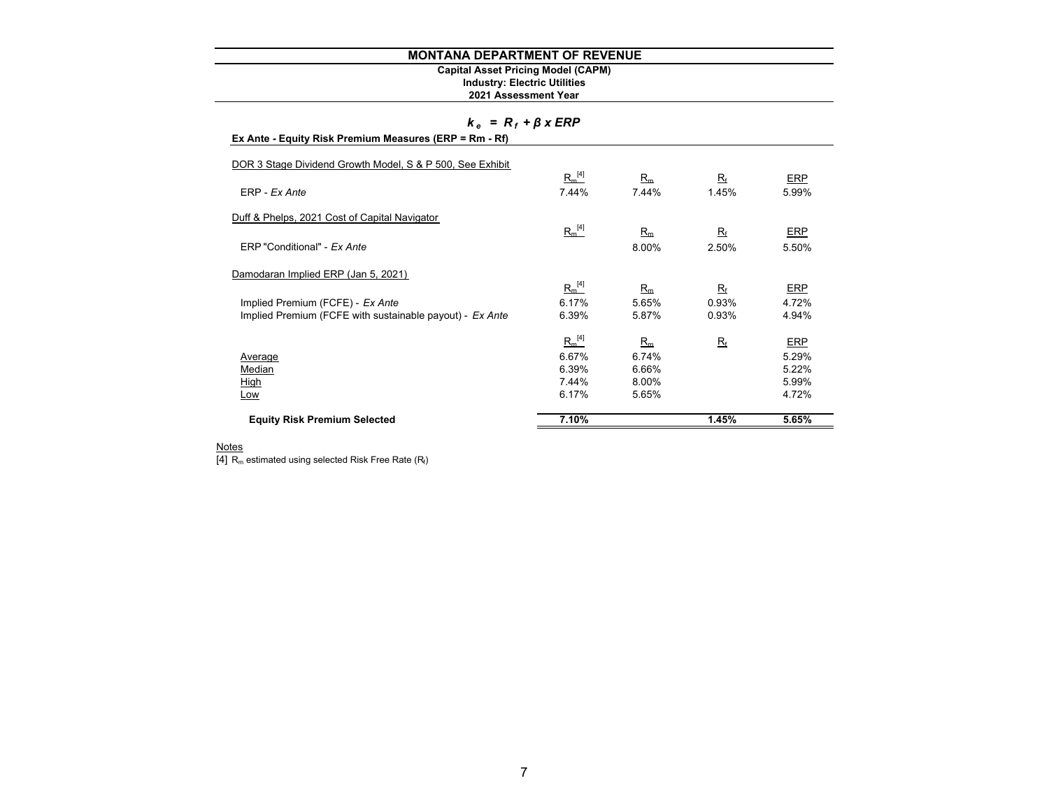# MONTANA DEPARTMENT OF REVENUE

**Capital Asset Pricing Model (CAPM)**
**Industry: Electric Utilities**
**2021 Assessment Year**

$$k_e = R_f + \beta \times ERP$$

**Ex Ante - Equity Risk Premium Measures (ERP = Rm - Rf)**

| | $R_m$ [4] | $R_m$ | $R_f$ | ERP |
|---|---|---|---|---|
| DOR 3 Stage Dividend Growth Model, S & P 500, See Exhibit | | | | |
| ERP - *Ex Ante* | 7.44% | 7.44% | 1.45% | 5.99% |
| Duff & Phelps, 2021 Cost of Capital Navigator | | | | |
| ERP "Conditional" - *Ex Ante* | | 8.00% | 2.50% | 5.50% |
| Damodaran Implied ERP (Jan 5, 2021) | | | | |
| Implied Premium (FCFE) - *Ex Ante* | 6.17% | 5.65% | 0.93% | 4.72% |
| Implied Premium (FCFE with sustainable payout) - *Ex Ante* | 6.39% | 5.87% | 0.93% | 4.94% |
| Average | 6.67% | 6.74% | | 5.29% |
| Median | 6.39% | 6.66% | | 5.22% |
| High | 7.44% | 8.00% | | 5.99% |
| Low | 6.17% | 5.65% | | 4.72% |
| **Equity Risk Premium Selected** | **7.10%** | | **1.45%** | **5.65%** |

Notes

[4] $R_m$ estimated using selected Risk Free Rate ($R_f$)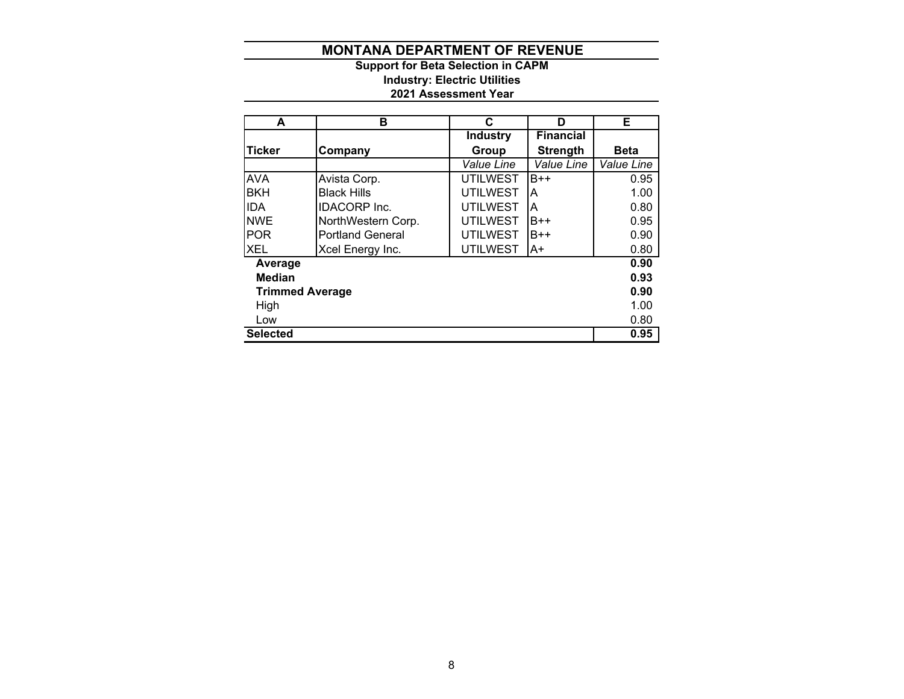# MONTANA DEPARTMENT OF REVENUE

### Support for Beta Selection in CAPM
### Industry: Electric Utilities
### 2021 Assessment Year

| A | B | C | D | E |
|---|---|---|---|---|
| **Ticker** | **Company** | **Industry Group** | **Financial Strength** | **Beta** |
| | | *Value Line* | *Value Line* | *Value Line* |
| AVA | Avista Corp. | UTILWEST | B++ | 0.95 |
| BKH | Black Hills | UTILWEST | A | 1.00 |
| IDA | IDACORP Inc. | UTILWEST | A | 0.80 |
| NWE | NorthWestern Corp. | UTILWEST | B++ | 0.95 |
| POR | Portland General | UTILWEST | B++ | 0.90 |
| XEL | Xcel Energy Inc. | UTILWEST | A+ | 0.80 |
| **Average** | | | | **0.90** |
| **Median** | | | | **0.93** |
| **Trimmed Average** | | | | **0.90** |
| High | | | | 1.00 |
| Low | | | | 0.80 |
| **Selected** | | | | **0.95** |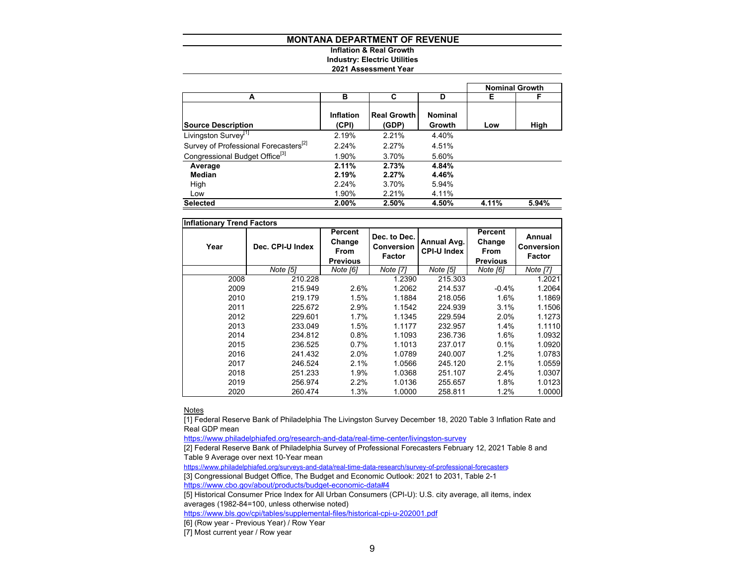# MONTANA DEPARTMENT OF REVENUE

**Inflation & Real Growth**
**Industry: Electric Utilities**
**2021 Assessment Year**

| A | B | C | D | E | F |
|---|---|---|---|---|---|
| | | | | **Nominal Growth** | |
| **Source Description** | **Inflation (CPI)** | **Real Growth (GDP)** | **Nominal Growth** | **Low** | **High** |
| Livingston Survey[1] | 2.19% | 2.21% | 4.40% | | |
| Survey of Professional Forecasters[2] | 2.24% | 2.27% | 4.51% | | |
| Congressional Budget Office[3] | 1.90% | 3.70% | 5.60% | | |
| **Average** | **2.11%** | **2.73%** | **4.84%** | | |
| **Median** | **2.19%** | **2.27%** | **4.46%** | | |
| High | 2.24% | 3.70% | 5.94% | | |
| Low | 1.90% | 2.21% | 4.11% | | |
| **Selected** | **2.00%** | **2.50%** | **4.50%** | **4.11%** | **5.94%** |

**Inflationary Trend Factors**

| Year | Dec. CPI-U Index | Percent Change From Previous | Dec. to Dec. Conversion Factor | Annual Avg. CPI-U Index | Percent Change From Previous | Annual Conversion Factor |
|---|---|---|---|---|---|---|
| | *Note [5]* | *Note [6]* | *Note [7]* | *Note [5]* | *Note [6]* | *Note [7]* |
| 2008 | 210.228 | | 1.2390 | 215.303 | | 1.2021 |
| 2009 | 215.949 | 2.6% | 1.2062 | 214.537 | -0.4% | 1.2064 |
| 2010 | 219.179 | 1.5% | 1.1884 | 218.056 | 1.6% | 1.1869 |
| 2011 | 225.672 | 2.9% | 1.1542 | 224.939 | 3.1% | 1.1506 |
| 2012 | 229.601 | 1.7% | 1.1345 | 229.594 | 2.0% | 1.1273 |
| 2013 | 233.049 | 1.5% | 1.1177 | 232.957 | 1.4% | 1.1110 |
| 2014 | 234.812 | 0.8% | 1.1093 | 236.736 | 1.6% | 1.0932 |
| 2015 | 236.525 | 0.7% | 1.1013 | 237.017 | 0.1% | 1.0920 |
| 2016 | 241.432 | 2.0% | 1.0789 | 240.007 | 1.2% | 1.0783 |
| 2017 | 246.524 | 2.1% | 1.0566 | 245.120 | 2.1% | 1.0559 |
| 2018 | 251.233 | 1.9% | 1.0368 | 251.107 | 2.4% | 1.0307 |
| 2019 | 256.974 | 2.2% | 1.0136 | 255.657 | 1.8% | 1.0123 |
| 2020 | 260.474 | 1.3% | 1.0000 | 258.811 | 1.2% | 1.0000 |

Notes

[1] Federal Reserve Bank of Philadelphia The Livingston Survey December 18, 2020 Table 3 Inflation Rate and Real GDP mean
https://www.philadelphiafed.org/research-and-data/real-time-center/livingston-survey

[2] Federal Reserve Bank of Philadelphia Survey of Professional Forecasters February 12, 2021 Table 8 and Table 9 Average over next 10-Year mean
https://www.philadelphiafed.org/surveys-and-data/real-time-data-research/survey-of-professional-forecasters

[3] Congressional Budget Office, The Budget and Economic Outlook: 2021 to 2031, Table 2-1
https://www.cbo.gov/about/products/budget-economic-data#4

[5] Historical Consumer Price Index for All Urban Consumers (CPI-U): U.S. city average, all items, index averages (1982-84=100, unless otherwise noted)
https://www.bls.gov/cpi/tables/supplemental-files/historical-cpi-u-202001.pdf

[6] (Row year - Previous Year) / Row Year

[7] Most current year / Row year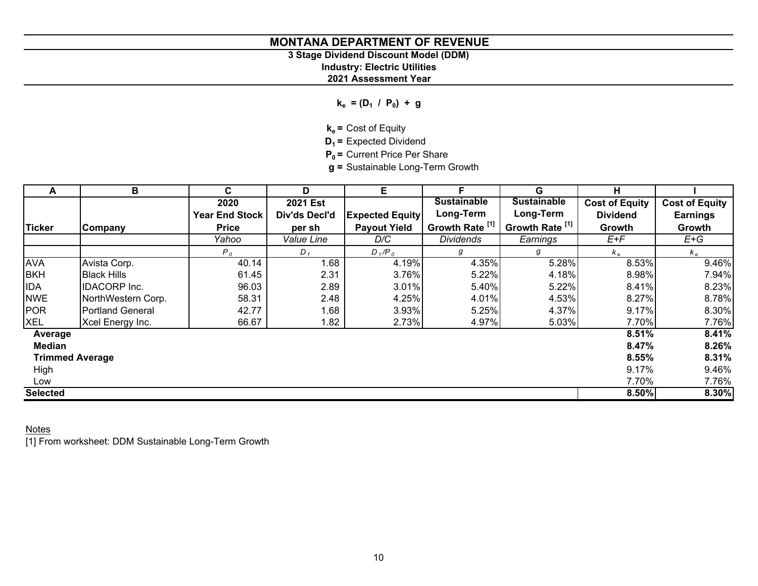# MONTANA DEPARTMENT OF REVENUE

### 3 Stage Dividend Discount Model (DDM)

### Industry: Electric Utilities

### 2021 Assessment Year

$$k_e = (D_1 \ / \ P_0) + g$$

**$k_e$ =** Cost of Equity
**$D_1$ =** Expected Dividend
**$P_0$ =** Current Price Per Share
**g =** Sustainable Long-Term Growth

| A | B | C | D | E | F | G | H | I |
|---|---|---|---|---|---|---|---|---|
| **Ticker** | **Company** | **2020 Year End Stock Price** | **2021 Est Div'ds Decl'd per sh** | **Expected Equity Payout Yield** | **Sustainable Long-Term Growth Rate [1]** | **Sustainable Long-Term Growth Rate [1]** | **Cost of Equity Dividend Growth** | **Cost of Equity Earnings Growth** |
| | | *Yahoo* | *Value Line* | *D/C* | *Dividends* | *Earnings* | *E+F* | *E+G* |
| | | $P_0$ | $D_1$ | $D_1/P_0$ | $g$ | $g$ | $k_e$ | $k_e$ |
| AVA | Avista Corp. | 40.14 | 1.68 | 4.19% | 4.35% | 5.28% | 8.53% | 9.46% |
| BKH | Black Hills | 61.45 | 2.31 | 3.76% | 5.22% | 4.18% | 8.98% | 7.94% |
| IDA | IDACORP Inc. | 96.03 | 2.89 | 3.01% | 5.40% | 5.22% | 8.41% | 8.23% |
| NWE | NorthWestern Corp. | 58.31 | 2.48 | 4.25% | 4.01% | 4.53% | 8.27% | 8.78% |
| POR | Portland General | 42.77 | 1.68 | 3.93% | 5.25% | 4.37% | 9.17% | 8.30% |
| XEL | Xcel Energy Inc. | 66.67 | 1.82 | 2.73% | 4.97% | 5.03% | 7.70% | 7.76% |
| **Average** | | | | | | | **8.51%** | **8.41%** |
| **Median** | | | | | | | **8.47%** | **8.26%** |
| **Trimmed Average** | | | | | | | **8.55%** | **8.31%** |
| High | | | | | | | 9.17% | 9.46% |
| Low | | | | | | | 7.70% | 7.76% |
| **Selected** | | | | | | | **8.50%** | **8.30%** |

Notes
[1] From worksheet: DDM Sustainable Long-Term Growth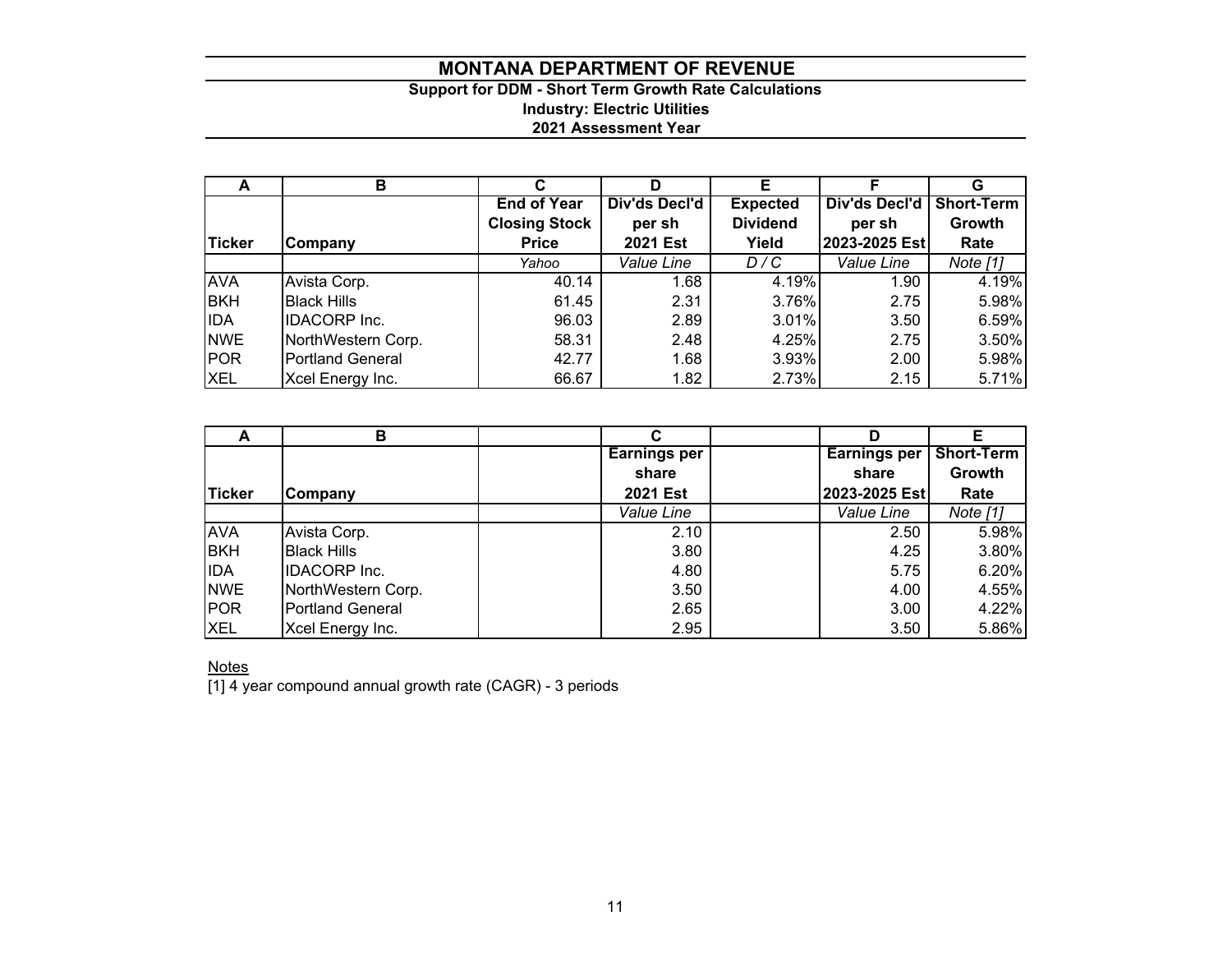# MONTANA DEPARTMENT OF REVENUE

### Support for DDM - Short Term Growth Rate Calculations

### Industry: Electric Utilities

### 2021 Assessment Year

| A | B | C | D | E | F | G |
|---|---|---|---|---|---|---|
| Ticker | Company | End of Year Closing Stock Price | Div'ds Decl'd per sh 2021 Est | Expected Dividend Yield | Div'ds Decl'd per sh 2023-2025 Est | Short-Term Growth Rate |
| | | *Yahoo* | *Value Line* | *D / C* | *Value Line* | *Note [1]* |
| AVA | Avista Corp. | 40.14 | 1.68 | 4.19% | 1.90 | 4.19% |
| BKH | Black Hills | 61.45 | 2.31 | 3.76% | 2.75 | 5.98% |
| IDA | IDACORP Inc. | 96.03 | 2.89 | 3.01% | 3.50 | 6.59% |
| NWE | NorthWestern Corp. | 58.31 | 2.48 | 4.25% | 2.75 | 3.50% |
| POR | Portland General | 42.77 | 1.68 | 3.93% | 2.00 | 5.98% |
| XEL | Xcel Energy Inc. | 66.67 | 1.82 | 2.73% | 2.15 | 5.71% |

| A | B | C | D | E |
|---|---|---|---|---|
| Ticker | Company | Earnings per share 2021 Est | Earnings per share 2023-2025 Est | Short-Term Growth Rate |
| | | *Value Line* | *Value Line* | *Note [1]* |
| AVA | Avista Corp. | 2.10 | 2.50 | 5.98% |
| BKH | Black Hills | 3.80 | 4.25 | 3.80% |
| IDA | IDACORP Inc. | 4.80 | 5.75 | 6.20% |
| NWE | NorthWestern Corp. | 3.50 | 4.00 | 4.55% |
| POR | Portland General | 2.65 | 3.00 | 4.22% |
| XEL | Xcel Energy Inc. | 2.95 | 3.50 | 5.86% |

Notes

[1] 4 year compound annual growth rate (CAGR) - 3 periods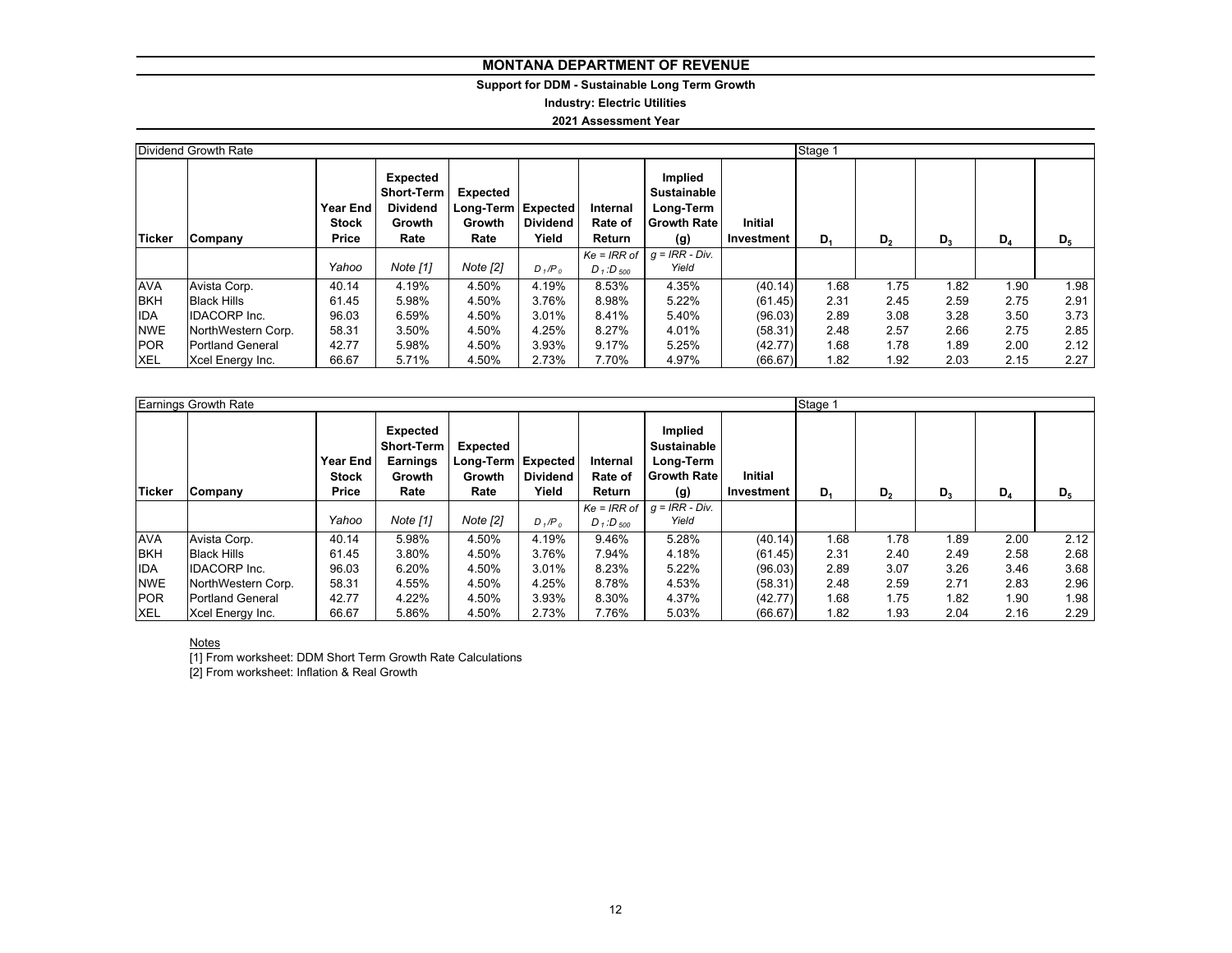# MONTANA DEPARTMENT OF REVENUE

**Support for DDM - Sustainable Long Term Growth**

**Industry: Electric Utilities**

**2021 Assessment Year**

| Dividend Growth Rate | | | | | | | | | Stage 1 | | | | |
|---|---|---|---|---|---|---|---|---|---|---|---|---|---|
| **Ticker** | **Company** | **Year End Stock Price** | **Expected Short-Term Dividend Growth Rate** | **Expected Long-Term Growth Rate** | **Expected Dividend Yield** | **Internal Rate of Return** | **Implied Sustainable Long-Term Growth Rate (g)** | **Initial Investment** | $D_1$ | $D_2$ | $D_3$ | $D_4$ | $D_5$ |
| | | *Yahoo* | *Note [1]* | *Note [2]* | $D_1/P_0$ | *Ke = IRR of* $D_1:D_{500}$ | *g = IRR - Div. Yield* | | | | | | |
| AVA | Avista Corp. | 40.14 | 4.19% | 4.50% | 4.19% | 8.53% | 4.35% | (40.14) | 1.68 | 1.75 | 1.82 | 1.90 | 1.98 |
| BKH | Black Hills | 61.45 | 5.98% | 4.50% | 3.76% | 8.98% | 5.22% | (61.45) | 2.31 | 2.45 | 2.59 | 2.75 | 2.91 |
| IDA | IDACORP Inc. | 96.03 | 6.59% | 4.50% | 3.01% | 8.41% | 5.40% | (96.03) | 2.89 | 3.08 | 3.28 | 3.50 | 3.73 |
| NWE | NorthWestern Corp. | 58.31 | 3.50% | 4.50% | 4.25% | 8.27% | 4.01% | (58.31) | 2.48 | 2.57 | 2.66 | 2.75 | 2.85 |
| POR | Portland General | 42.77 | 5.98% | 4.50% | 3.93% | 9.17% | 5.25% | (42.77) | 1.68 | 1.78 | 1.89 | 2.00 | 2.12 |
| XEL | Xcel Energy Inc. | 66.67 | 5.71% | 4.50% | 2.73% | 7.70% | 4.97% | (66.67) | 1.82 | 1.92 | 2.03 | 2.15 | 2.27 |

| Earnings Growth Rate | | | | | | | | | Stage 1 | | | | |
|---|---|---|---|---|---|---|---|---|---|---|---|---|---|
| **Ticker** | **Company** | **Year End Stock Price** | **Expected Short-Term Earnings Growth Rate** | **Expected Long-Term Growth Rate** | **Expected Dividend Yield** | **Internal Rate of Return** | **Implied Sustainable Long-Term Growth Rate (g)** | **Initial Investment** | $D_1$ | $D_2$ | $D_3$ | $D_4$ | $D_5$ |
| | | *Yahoo* | *Note [1]* | *Note [2]* | $D_1/P_0$ | *Ke = IRR of* $D_1:D_{500}$ | *g = IRR - Div. Yield* | | | | | | |
| AVA | Avista Corp. | 40.14 | 5.98% | 4.50% | 4.19% | 9.46% | 5.28% | (40.14) | 1.68 | 1.78 | 1.89 | 2.00 | 2.12 |
| BKH | Black Hills | 61.45 | 3.80% | 4.50% | 3.76% | 7.94% | 4.18% | (61.45) | 2.31 | 2.40 | 2.49 | 2.58 | 2.68 |
| IDA | IDACORP Inc. | 96.03 | 6.20% | 4.50% | 3.01% | 8.23% | 5.22% | (96.03) | 2.89 | 3.07 | 3.26 | 3.46 | 3.68 |
| NWE | NorthWestern Corp. | 58.31 | 4.55% | 4.50% | 4.25% | 8.78% | 4.53% | (58.31) | 2.48 | 2.59 | 2.71 | 2.83 | 2.96 |
| POR | Portland General | 42.77 | 4.22% | 4.50% | 3.93% | 8.30% | 4.37% | (42.77) | 1.68 | 1.75 | 1.82 | 1.90 | 1.98 |
| XEL | Xcel Energy Inc. | 66.67 | 5.86% | 4.50% | 2.73% | 7.76% | 5.03% | (66.67) | 1.82 | 1.93 | 2.04 | 2.16 | 2.29 |

Notes

[1] From worksheet: DDM Short Term Growth Rate Calculations

[2] From worksheet: Inflation & Real Growth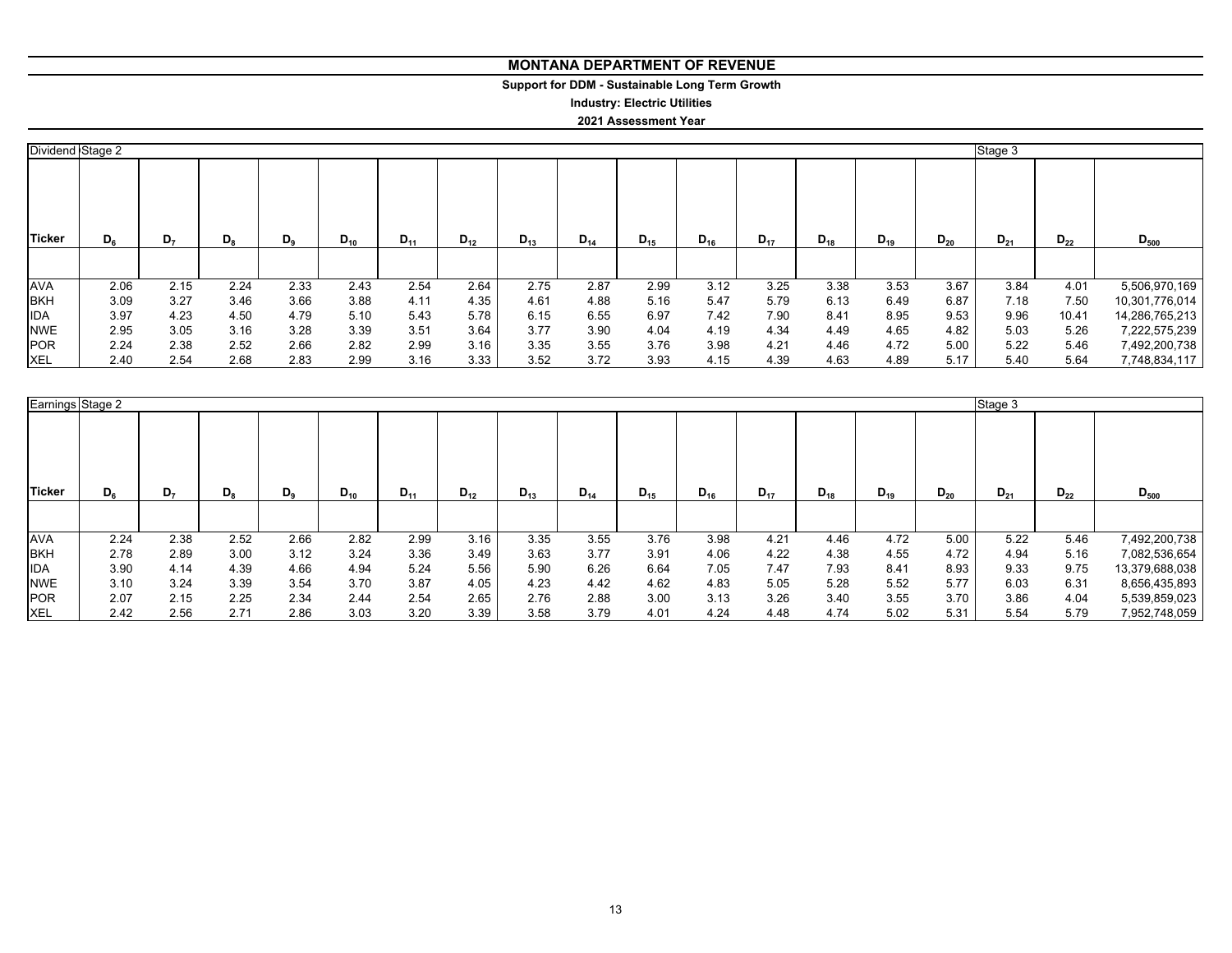# MONTANA DEPARTMENT OF REVENUE

**Support for DDM - Sustainable Long Term Growth**

**Industry: Electric Utilities**

**2021 Assessment Year**

| Dividend | Stage 2 | | | | | | | | | | | | | | | Stage 3 | | |
|---|---|---|---|---|---|---|---|---|---|---|---|---|---|---|---|---|---|---|
| **Ticker** | $D_6$ | $D_7$ | $D_8$ | $D_9$ | $D_{10}$ | $D_{11}$ | $D_{12}$ | $D_{13}$ | $D_{14}$ | $D_{15}$ | $D_{16}$ | $D_{17}$ | $D_{18}$ | $D_{19}$ | $D_{20}$ | $D_{21}$ | $D_{22}$ | $D_{500}$ |
| AVA | 2.06 | 2.15 | 2.24 | 2.33 | 2.43 | 2.54 | 2.64 | 2.75 | 2.87 | 2.99 | 3.12 | 3.25 | 3.38 | 3.53 | 3.67 | 3.84 | 4.01 | 5,506,970,169 |
| BKH | 3.09 | 3.27 | 3.46 | 3.66 | 3.88 | 4.11 | 4.35 | 4.61 | 4.88 | 5.16 | 5.47 | 5.79 | 6.13 | 6.49 | 6.87 | 7.18 | 7.50 | 10,301,776,014 |
| IDA | 3.97 | 4.23 | 4.50 | 4.79 | 5.10 | 5.43 | 5.78 | 6.15 | 6.55 | 6.97 | 7.42 | 7.90 | 8.41 | 8.95 | 9.53 | 9.96 | 10.41 | 14,286,765,213 |
| NWE | 2.95 | 3.05 | 3.16 | 3.28 | 3.39 | 3.51 | 3.64 | 3.77 | 3.90 | 4.04 | 4.19 | 4.34 | 4.49 | 4.65 | 4.82 | 5.03 | 5.26 | 7,222,575,239 |
| POR | 2.24 | 2.38 | 2.52 | 2.66 | 2.82 | 2.99 | 3.16 | 3.35 | 3.55 | 3.76 | 3.98 | 4.21 | 4.46 | 4.72 | 5.00 | 5.22 | 5.46 | 7,492,200,738 |
| XEL | 2.40 | 2.54 | 2.68 | 2.83 | 2.99 | 3.16 | 3.33 | 3.52 | 3.72 | 3.93 | 4.15 | 4.39 | 4.63 | 4.89 | 5.17 | 5.40 | 5.64 | 7,748,834,117 |

| Earnings | Stage 2 | | | | | | | | | | | | | | | Stage 3 | | |
|---|---|---|---|---|---|---|---|---|---|---|---|---|---|---|---|---|---|---|
| **Ticker** | $D_6$ | $D_7$ | $D_8$ | $D_9$ | $D_{10}$ | $D_{11}$ | $D_{12}$ | $D_{13}$ | $D_{14}$ | $D_{15}$ | $D_{16}$ | $D_{17}$ | $D_{18}$ | $D_{19}$ | $D_{20}$ | $D_{21}$ | $D_{22}$ | $D_{500}$ |
| AVA | 2.24 | 2.38 | 2.52 | 2.66 | 2.82 | 2.99 | 3.16 | 3.35 | 3.55 | 3.76 | 3.98 | 4.21 | 4.46 | 4.72 | 5.00 | 5.22 | 5.46 | 7,492,200,738 |
| BKH | 2.78 | 2.89 | 3.00 | 3.12 | 3.24 | 3.36 | 3.49 | 3.63 | 3.77 | 3.91 | 4.06 | 4.22 | 4.38 | 4.55 | 4.72 | 4.94 | 5.16 | 7,082,536,654 |
| IDA | 3.90 | 4.14 | 4.39 | 4.66 | 4.94 | 5.24 | 5.56 | 5.90 | 6.26 | 6.64 | 7.05 | 7.47 | 7.93 | 8.41 | 8.93 | 9.33 | 9.75 | 13,379,688,038 |
| NWE | 3.10 | 3.24 | 3.39 | 3.54 | 3.70 | 3.87 | 4.05 | 4.23 | 4.42 | 4.62 | 4.83 | 5.05 | 5.28 | 5.52 | 5.77 | 6.03 | 6.31 | 8,656,435,893 |
| POR | 2.07 | 2.15 | 2.25 | 2.34 | 2.44 | 2.54 | 2.65 | 2.76 | 2.88 | 3.00 | 3.13 | 3.26 | 3.40 | 3.55 | 3.70 | 3.86 | 4.04 | 5,539,859,023 |
| XEL | 2.42 | 2.56 | 2.71 | 2.86 | 3.03 | 3.20 | 3.39 | 3.58 | 3.79 | 4.01 | 4.24 | 4.48 | 4.74 | 5.02 | 5.31 | 5.54 | 5.79 | 7,952,748,059 |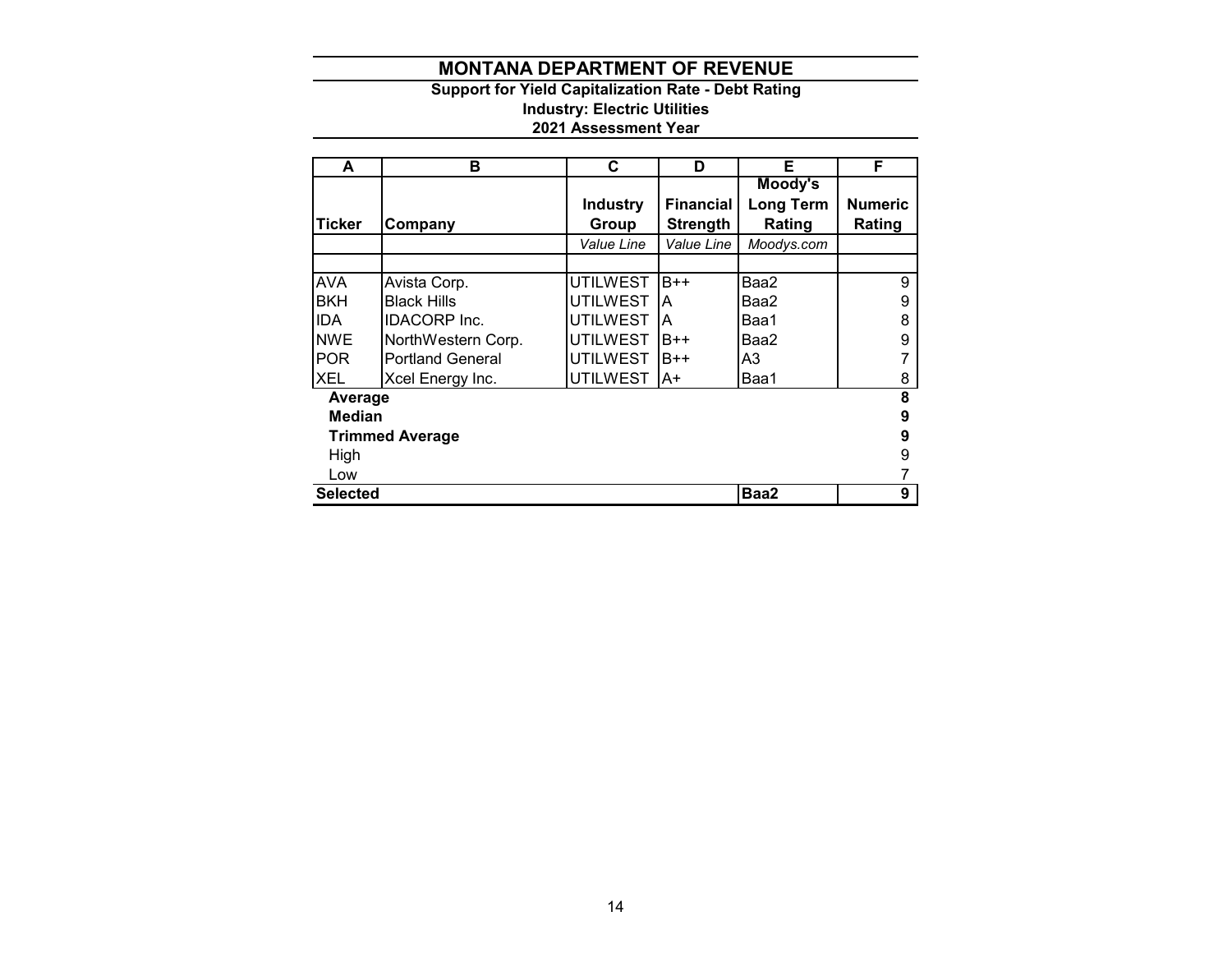# MONTANA DEPARTMENT OF REVENUE

**Support for Yield Capitalization Rate - Debt Rating**
**Industry: Electric Utilities**
**2021 Assessment Year**

| A | B | C | D | E | F |
|---|---|---|---|---|---|
| **Ticker** | **Company** | **Industry Group** | **Financial Strength** | **Moody's Long Term Rating** | **Numeric Rating** |
| | | *Value Line* | *Value Line* | *Moodys.com* | |
| | | | | | |
| AVA | Avista Corp. | UTILWEST | B++ | Baa2 | 9 |
| BKH | Black Hills | UTILWEST | A | Baa2 | 9 |
| IDA | IDACORP Inc. | UTILWEST | A | Baa1 | 8 |
| NWE | NorthWestern Corp. | UTILWEST | B++ | Baa2 | 9 |
| POR | Portland General | UTILWEST | B++ | A3 | 7 |
| XEL | Xcel Energy Inc. | UTILWEST | A+ | Baa1 | 8 |
| **Average** | | | | | **8** |
| **Median** | | | | | **9** |
| **Trimmed Average** | | | | | **9** |
| High | | | | | 9 |
| Low | | | | | 7 |
| **Selected** | | | | **Baa2** | **9** |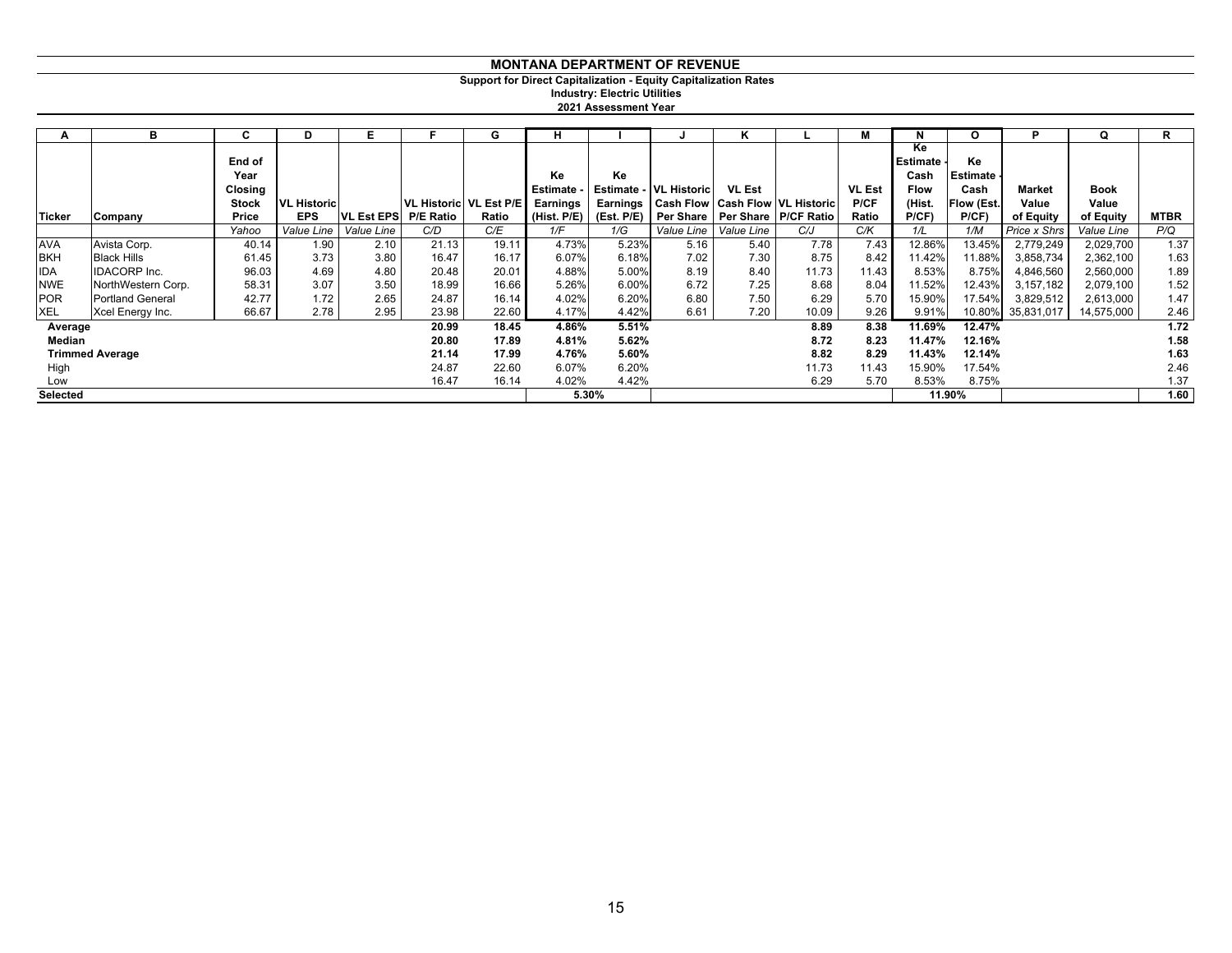# MONTANA DEPARTMENT OF REVENUE

**Support for Direct Capitalization - Equity Capitalization Rates**

**Industry: Electric Utilities**

**2021 Assessment Year**

| A | B | C | D | E | F | G | H | I | J | K | L | M | N | O | P | Q | R |
|---|---|---|---|---|---|---|---|---|---|---|---|---|---|---|---|---|---|
| Ticker | Company | End of Year Closing Stock Price | VL Historic EPS | VL Est EPS | VL Historic P/E Ratio | VL Est P/E Ratio | Ke Estimate - Earnings (Hist. P/E) | Ke Estimate - Earnings (Est. P/E) | VL Historic Cash Flow Per Share | VL Est Cash Flow Per Share | VL Historic P/CF Ratio | VL Est P/CF Ratio | Ke Estimate - Cash Flow (Hist. P/CF) | Ke Estimate - Cash Flow (Est. P/CF) | Market Value of Equity | Book Value of Equity | MTBR |
| | | *Yahoo* | *Value Line* | *Value Line* | *C/D* | *C/E* | *1/F* | *1/G* | *Value Line* | *Value Line* | *C/J* | *C/K* | *1/L* | *1/M* | *Price x Shrs* | *Value Line* | *P/Q* |
| AVA | Avista Corp. | 40.14 | 1.90 | 2.10 | 21.13 | 19.11 | 4.73% | 5.23% | 5.16 | 5.40 | 7.78 | 7.43 | 12.86% | 13.45% | 2,779,249 | 2,029,700 | 1.37 |
| BKH | Black Hills | 61.45 | 3.73 | 3.80 | 16.47 | 16.17 | 6.07% | 6.18% | 7.02 | 7.30 | 8.75 | 8.42 | 11.42% | 11.88% | 3,858,734 | 2,362,100 | 1.63 |
| IDA | IDACORP Inc. | 96.03 | 4.69 | 4.80 | 20.48 | 20.01 | 4.88% | 5.00% | 8.19 | 8.40 | 11.73 | 11.43 | 8.53% | 8.75% | 4,846,560 | 2,560,000 | 1.89 |
| NWE | NorthWestern Corp. | 58.31 | 3.07 | 3.50 | 18.99 | 16.66 | 5.26% | 6.00% | 6.72 | 7.25 | 8.68 | 8.04 | 11.52% | 12.43% | 3,157,182 | 2,079,100 | 1.52 |
| POR | Portland General | 42.77 | 1.72 | 2.65 | 24.87 | 16.14 | 4.02% | 6.20% | 6.80 | 7.50 | 6.29 | 5.70 | 15.90% | 17.54% | 3,829,512 | 2,613,000 | 1.47 |
| XEL | Xcel Energy Inc. | 66.67 | 2.78 | 2.95 | 23.98 | 22.60 | 4.17% | 4.42% | 6.61 | 7.20 | 10.09 | 9.26 | 9.91% | 10.80% | 35,831,017 | 14,575,000 | 2.46 |
| **Average** | | | | | **20.99** | **18.45** | **4.86%** | **5.51%** | | | **8.89** | **8.38** | **11.69%** | **12.47%** | | | **1.72** |
| **Median** | | | | | **20.80** | **17.89** | **4.81%** | **5.62%** | | | **8.72** | **8.23** | **11.47%** | **12.16%** | | | **1.58** |
| **Trimmed Average** | | | | | **21.14** | **17.99** | **4.76%** | **5.60%** | | | **8.82** | **8.29** | **11.43%** | **12.14%** | | | **1.63** |
| High | | | | | 24.87 | 22.60 | 6.07% | 6.20% | | | 11.73 | 11.43 | 15.90% | 17.54% | | | 2.46 |
| Low | | | | | 16.47 | 16.14 | 4.02% | 4.42% | | | 6.29 | 5.70 | 8.53% | 8.75% | | | 1.37 |
| **Selected** | | | | | | | **5.30%** | | | | | | **11.90%** | | | | **1.60** |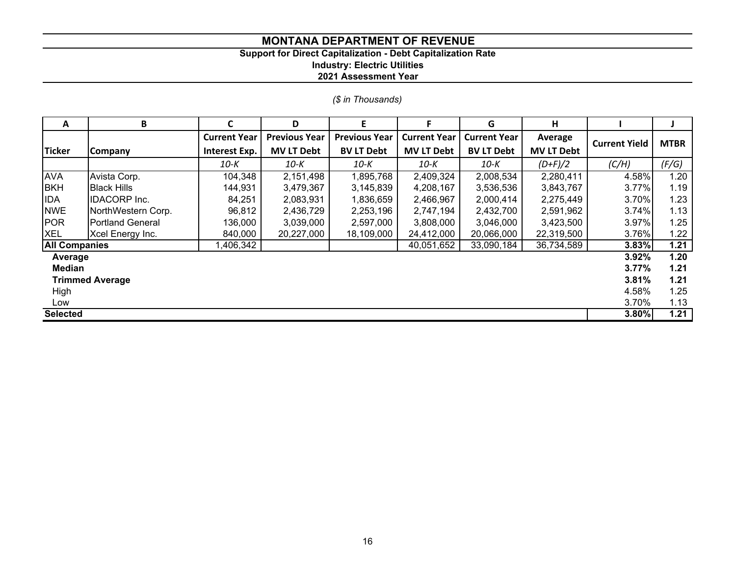# MONTANA DEPARTMENT OF REVENUE

## Support for Direct Capitalization - Debt Capitalization Rate

### Industry: Electric Utilities

### 2021 Assessment Year

*($ in Thousands)*

| A | B | C | D | E | F | G | H | I | J |
|---|---|---|---|---|---|---|---|---|---|
| **Ticker** | **Company** | **Current Year Interest Exp.** | **Previous Year MV LT Debt** | **Previous Year BV LT Debt** | **Current Year MV LT Debt** | **Current Year BV LT Debt** | **Average MV LT Debt** | **Current Yield** | **MTBR** |
| | | *10-K* | *10-K* | *10-K* | *10-K* | *10-K* | *(D+F)/2* | *(C/H)* | *(F/G)* |
| AVA | Avista Corp. | 104,348 | 2,151,498 | 1,895,768 | 2,409,324 | 2,008,534 | 2,280,411 | 4.58% | 1.20 |
| BKH | Black Hills | 144,931 | 3,479,367 | 3,145,839 | 4,208,167 | 3,536,536 | 3,843,767 | 3.77% | 1.19 |
| IDA | IDACORP Inc. | 84,251 | 2,083,931 | 1,836,659 | 2,466,967 | 2,000,414 | 2,275,449 | 3.70% | 1.23 |
| NWE | NorthWestern Corp. | 96,812 | 2,436,729 | 2,253,196 | 2,747,194 | 2,432,700 | 2,591,962 | 3.74% | 1.13 |
| POR | Portland General | 136,000 | 3,039,000 | 2,597,000 | 3,808,000 | 3,046,000 | 3,423,500 | 3.97% | 1.25 |
| XEL | Xcel Energy Inc. | 840,000 | 20,227,000 | 18,109,000 | 24,412,000 | 20,066,000 | 22,319,500 | 3.76% | 1.22 |
| **All Companies** | | 1,406,342 | | | 40,051,652 | 33,090,184 | 36,734,589 | **3.83%** | **1.21** |
| **Average** | | | | | | | | **3.92%** | **1.20** |
| **Median** | | | | | | | | **3.77%** | **1.21** |
| **Trimmed Average** | | | | | | | | **3.81%** | **1.21** |
| High | | | | | | | | 4.58% | 1.25 |
| Low | | | | | | | | 3.70% | 1.13 |
| **Selected** | | | | | | | | **3.80%** | **1.21** |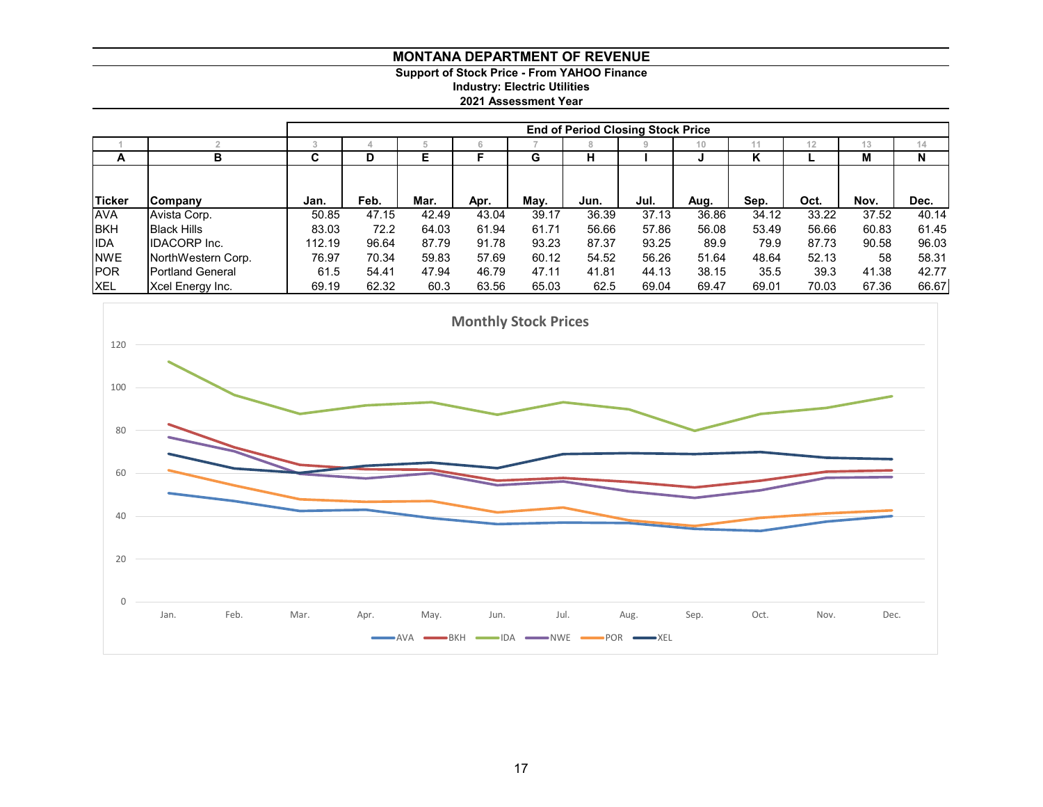# MONTANA DEPARTMENT OF REVENUE

**Support of Stock Price - From YAHOO Finance**
**Industry: Electric Utilities**
**2021 Assessment Year**

| | | End of Period Closing Stock Price | | | | | | | | | | | |
|---|---|---|---|---|---|---|---|---|---|---|---|---|---|
| 1 | 2 | 3 | 4 | 5 | 6 | 7 | 8 | 9 | 10 | 11 | 12 | 13 | 14 |
| A | B | C | D | E | F | G | H | I | J | K | L | M | N |
| Ticker | Company | Jan. | Feb. | Mar. | Apr. | May. | Jun. | Jul. | Aug. | Sep. | Oct. | Nov. | Dec. |
| AVA | Avista Corp. | 50.85 | 47.15 | 42.49 | 43.04 | 39.17 | 36.39 | 37.13 | 36.86 | 34.12 | 33.22 | 37.52 | 40.14 |
| BKH | Black Hills | 83.03 | 72.2 | 64.03 | 61.94 | 61.71 | 56.66 | 57.86 | 56.08 | 53.49 | 56.66 | 60.83 | 61.45 |
| IDA | IDACORP Inc. | 112.19 | 96.64 | 87.79 | 91.78 | 93.23 | 87.37 | 93.25 | 89.9 | 79.9 | 87.73 | 90.58 | 96.03 |
| NWE | NorthWestern Corp. | 76.97 | 70.34 | 59.83 | 57.69 | 60.12 | 54.52 | 56.26 | 51.64 | 48.64 | 52.13 | 58 | 58.31 |
| POR | Portland General | 61.5 | 54.41 | 47.94 | 46.79 | 47.11 | 41.81 | 44.13 | 38.15 | 35.5 | 39.3 | 41.38 | 42.77 |
| XEL | Xcel Energy Inc. | 69.19 | 62.32 | 60.3 | 63.56 | 65.03 | 62.5 | 69.04 | 69.47 | 69.01 | 70.03 | 67.36 | 66.67 |

**Monthly Stock Prices**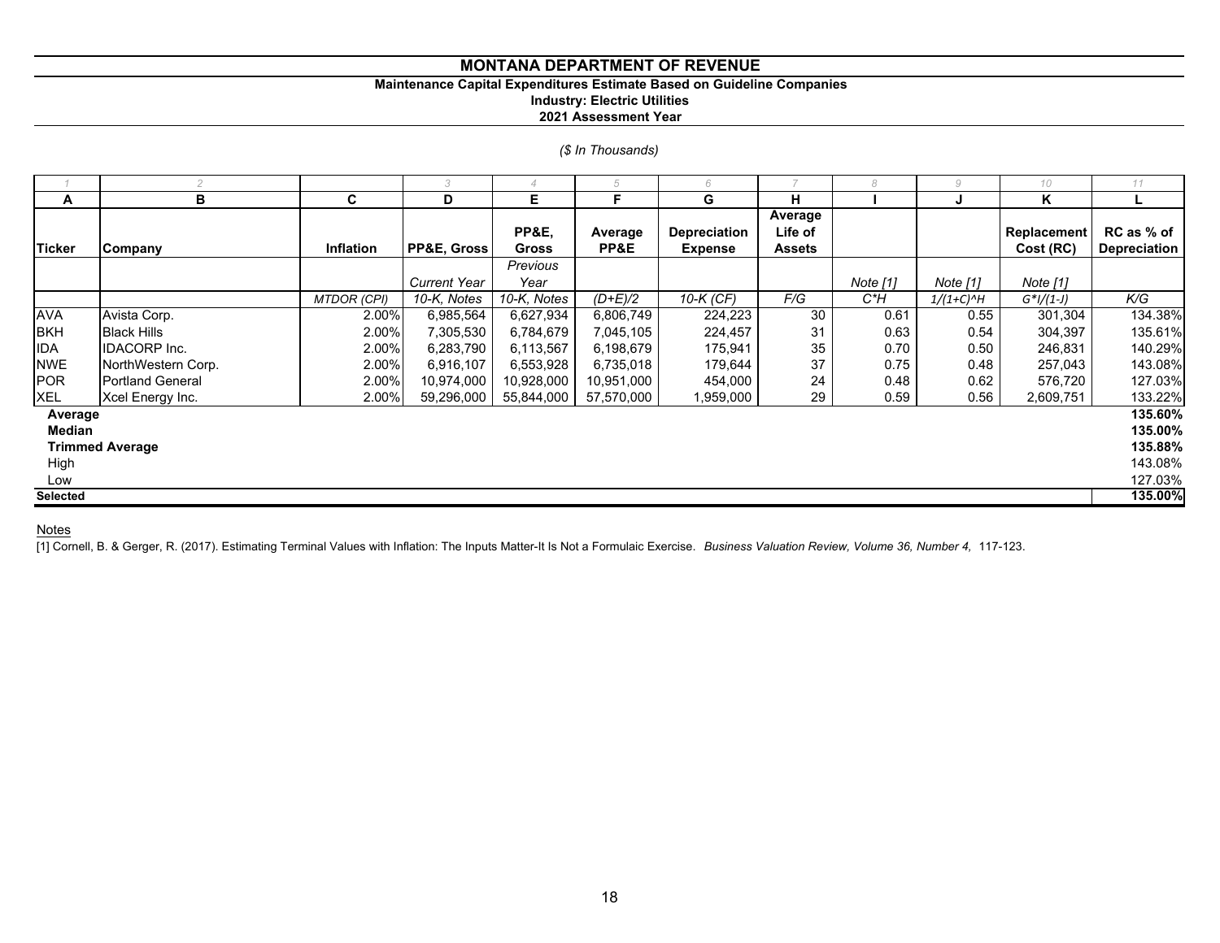# MONTANA DEPARTMENT OF REVENUE

## Maintenance Capital Expenditures Estimate Based on Guideline Companies

### Industry: Electric Utilities

### 2021 Assessment Year

*($ In Thousands)*

| *1* | *2* | | *3* | *4* | *5* | *6* | *7* | *8* | *9* | *10* | *11* |
|---|---|---|---|---|---|---|---|---|---|---|---|
| **A** | **B** | **C** | **D** | **E** | **F** | **G** | **H** | **I** | **J** | **K** | **L** |
| **Ticker** | **Company** | **Inflation** | **PP&E, Gross** | **PP&E, Gross** | **Average PP&E** | **Depreciation Expense** | **Average Life of Assets** | | | **Replacement Cost (RC)** | **RC as % of Depreciation** |
| | | | *Current Year* | *Previous Year* | | | | *Note [1]* | *Note [1]* | *Note [1]* | |
| | | *MTDOR (CPI)* | *10-K, Notes* | *10-K, Notes* | *(D+E)/2* | *10-K (CF)* | *F/G* | *C\*H* | *1/(1+C)^H* | *G\*I/(1-J)* | *K/G* |
| AVA | Avista Corp. | 2.00% | 6,985,564 | 6,627,934 | 6,806,749 | 224,223 | 30 | 0.61 | 0.55 | 301,304 | 134.38% |
| BKH | Black Hills | 2.00% | 7,305,530 | 6,784,679 | 7,045,105 | 224,457 | 31 | 0.63 | 0.54 | 304,397 | 135.61% |
| IDA | IDACORP Inc. | 2.00% | 6,283,790 | 6,113,567 | 6,198,679 | 175,941 | 35 | 0.70 | 0.50 | 246,831 | 140.29% |
| NWE | NorthWestern Corp. | 2.00% | 6,916,107 | 6,553,928 | 6,735,018 | 179,644 | 37 | 0.75 | 0.48 | 257,043 | 143.08% |
| POR | Portland General | 2.00% | 10,974,000 | 10,928,000 | 10,951,000 | 454,000 | 24 | 0.48 | 0.62 | 576,720 | 127.03% |
| XEL | Xcel Energy Inc. | 2.00% | 59,296,000 | 55,844,000 | 57,570,000 | 1,959,000 | 29 | 0.59 | 0.56 | 2,609,751 | 133.22% |
| **Average** | | | | | | | | | | | **135.60%** |
| **Median** | | | | | | | | | | | **135.00%** |
| **Trimmed Average** | | | | | | | | | | | **135.88%** |
| High | | | | | | | | | | | 143.08% |
| Low | | | | | | | | | | | 127.03% |
| **Selected** | | | | | | | | | | | **135.00%** |

Notes

[1] Cornell, B. & Gerger, R. (2017). Estimating Terminal Values with Inflation: The Inputs Matter-It Is Not a Formulaic Exercise. *Business Valuation Review, Volume 36, Number 4,* 117-123.